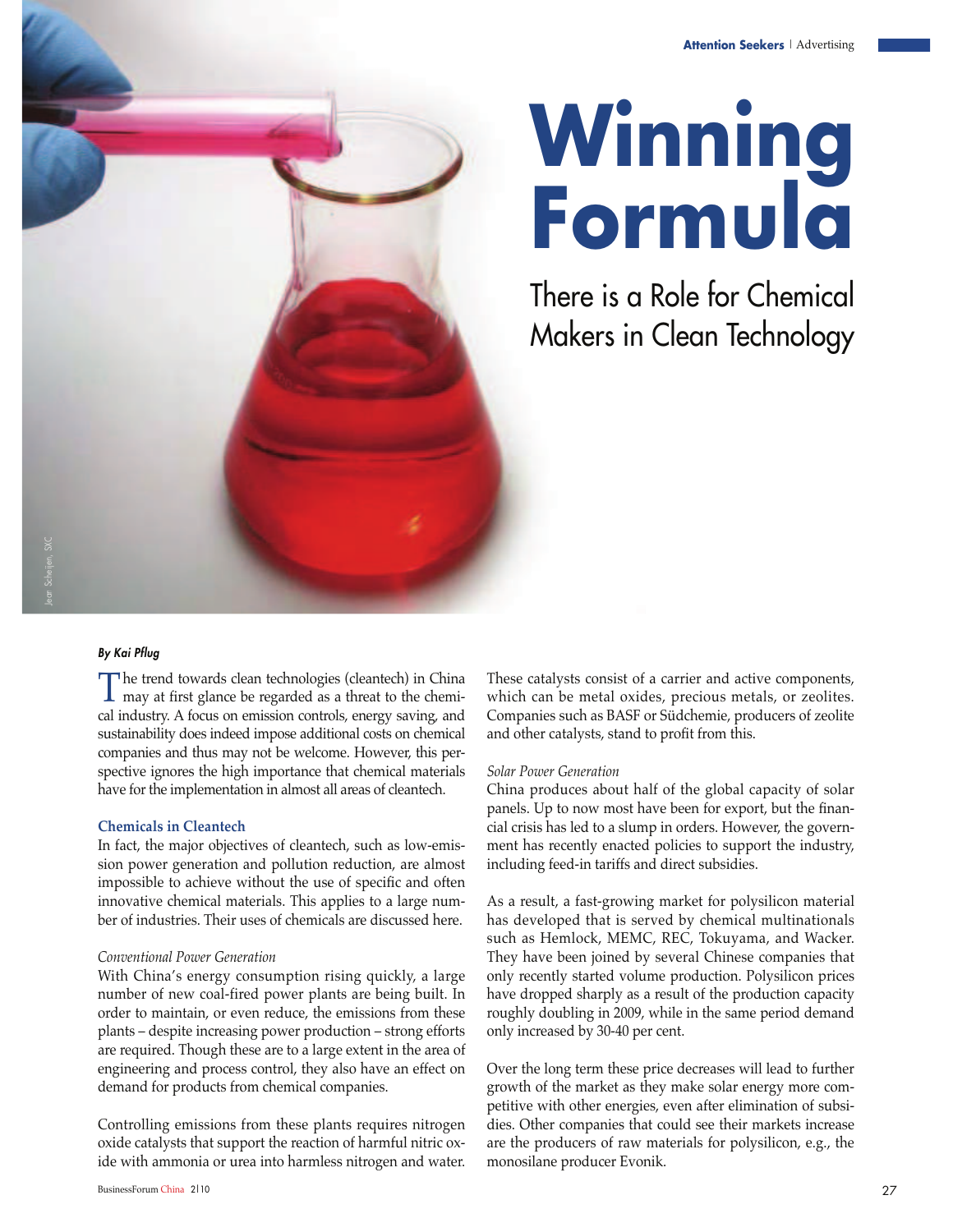# Winning Formula

## There is a Role for Chemical Makers in Clean Technology

***By Kai Pflug***

The trend towards clean technologies (cleantech) in China may at first glance be regarded as a threat to the chemical industry. A focus on emission controls, energy saving, and sustainability does indeed impose additional costs on chemical companies and thus may not be welcome. However, this perspective ignores the high importance that chemical materials have for the implementation in almost all areas of cleantech.

### Chemicals in Cleantech

In fact, the major objectives of cleantech, such as low-emission power generation and pollution reduction, are almost impossible to achieve without the use of specific and often innovative chemical materials. This applies to a large number of industries. Their uses of chemicals are discussed here.

*Conventional Power Generation*

With China's energy consumption rising quickly, a large number of new coal-fired power plants are being built. In order to maintain, or even reduce, the emissions from these plants – despite increasing power production – strong efforts are required. Though these are to a large extent in the area of engineering and process control, they also have an effect on demand for products from chemical companies.

Controlling emissions from these plants requires nitrogen oxide catalysts that support the reaction of harmful nitric oxide with ammonia or urea into harmless nitrogen and water. These catalysts consist of a carrier and active components, which can be metal oxides, precious metals, or zeolites. Companies such as BASF or Südchemie, producers of zeolite and other catalysts, stand to profit from this.

*Solar Power Generation*

China produces about half of the global capacity of solar panels. Up to now most have been for export, but the financial crisis has led to a slump in orders. However, the government has recently enacted policies to support the industry, including feed-in tariffs and direct subsidies.

As a result, a fast-growing market for polysilicon material has developed that is served by chemical multinationals such as Hemlock, MEMC, REC, Tokuyama, and Wacker. They have been joined by several Chinese companies that only recently started volume production. Polysilicon prices have dropped sharply as a result of the production capacity roughly doubling in 2009, while in the same period demand only increased by 30-40 per cent.

Over the long term these price decreases will lead to further growth of the market as they make solar energy more competitive with other energies, even after elimination of subsidies. Other companies that could see their markets increase are the producers of raw materials for polysilicon, e.g., the monosilane producer Evonik.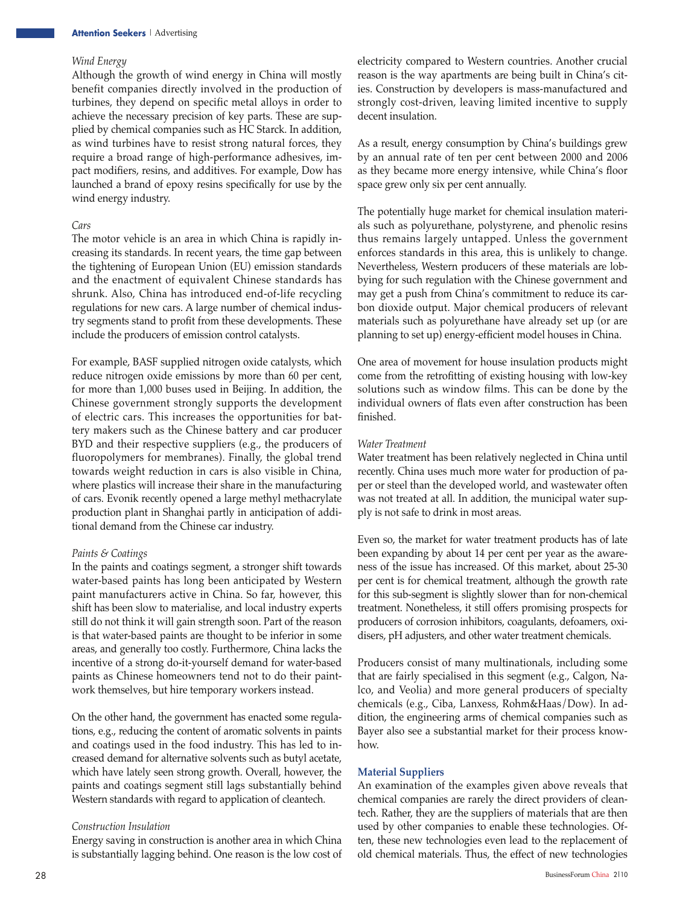*Wind Energy*

Although the growth of wind energy in China will mostly benefit companies directly involved in the production of turbines, they depend on specific metal alloys in order to achieve the necessary precision of key parts. These are supplied by chemical companies such as HC Starck. In addition, as wind turbines have to resist strong natural forces, they require a broad range of high-performance adhesives, impact modifiers, resins, and additives. For example, Dow has launched a brand of epoxy resins specifically for use by the wind energy industry.

*Cars*

The motor vehicle is an area in which China is rapidly increasing its standards. In recent years, the time gap between the tightening of European Union (EU) emission standards and the enactment of equivalent Chinese standards has shrunk. Also, China has introduced end-of-life recycling regulations for new cars. A large number of chemical industry segments stand to profit from these developments. These include the producers of emission control catalysts.

For example, BASF supplied nitrogen oxide catalysts, which reduce nitrogen oxide emissions by more than 60 per cent, for more than 1,000 buses used in Beijing. In addition, the Chinese government strongly supports the development of electric cars. This increases the opportunities for battery makers such as the Chinese battery and car producer BYD and their respective suppliers (e.g., the producers of fluoropolymers for membranes). Finally, the global trend towards weight reduction in cars is also visible in China, where plastics will increase their share in the manufacturing of cars. Evonik recently opened a large methyl methacrylate production plant in Shanghai partly in anticipation of additional demand from the Chinese car industry.

*Paints & Coatings*

In the paints and coatings segment, a stronger shift towards water-based paints has long been anticipated by Western paint manufacturers active in China. So far, however, this shift has been slow to materialise, and local industry experts still do not think it will gain strength soon. Part of the reason is that water-based paints are thought to be inferior in some areas, and generally too costly. Furthermore, China lacks the incentive of a strong do-it-yourself demand for water-based paints as Chinese homeowners tend not to do their paintwork themselves, but hire temporary workers instead.

On the other hand, the government has enacted some regulations, e.g., reducing the content of aromatic solvents in paints and coatings used in the food industry. This has led to increased demand for alternative solvents such as butyl acetate, which have lately seen strong growth. Overall, however, the paints and coatings segment still lags substantially behind Western standards with regard to application of cleantech.

*Construction Insulation*

Energy saving in construction is another area in which China is substantially lagging behind. One reason is the low cost of electricity compared to Western countries. Another crucial reason is the way apartments are being built in China's cities. Construction by developers is mass-manufactured and strongly cost-driven, leaving limited incentive to supply decent insulation.

As a result, energy consumption by China's buildings grew by an annual rate of ten per cent between 2000 and 2006 as they became more energy intensive, while China's floor space grew only six per cent annually.

The potentially huge market for chemical insulation materials such as polyurethane, polystyrene, and phenolic resins thus remains largely untapped. Unless the government enforces standards in this area, this is unlikely to change. Nevertheless, Western producers of these materials are lobbying for such regulation with the Chinese government and may get a push from China's commitment to reduce its carbon dioxide output. Major chemical producers of relevant materials such as polyurethane have already set up (or are planning to set up) energy-efficient model houses in China.

One area of movement for house insulation products might come from the retrofitting of existing housing with low-key solutions such as window films. This can be done by the individual owners of flats even after construction has been finished.

*Water Treatment*

Water treatment has been relatively neglected in China until recently. China uses much more water for production of paper or steel than the developed world, and wastewater often was not treated at all. In addition, the municipal water supply is not safe to drink in most areas.

Even so, the market for water treatment products has of late been expanding by about 14 per cent per year as the awareness of the issue has increased. Of this market, about 25-30 per cent is for chemical treatment, although the growth rate for this sub-segment is slightly slower than for non-chemical treatment. Nonetheless, it still offers promising prospects for producers of corrosion inhibitors, coagulants, defoamers, oxidisers, pH adjusters, and other water treatment chemicals.

Producers consist of many multinationals, including some that are fairly specialised in this segment (e.g., Calgon, Nalco, and Veolia) and more general producers of specialty chemicals (e.g., Ciba, Lanxess, Rohm&Haas/Dow). In addition, the engineering arms of chemical companies such as Bayer also see a substantial market for their process know-how.

**Material Suppliers**

An examination of the examples given above reveals that chemical companies are rarely the direct providers of cleantech. Rather, they are the suppliers of materials that are then used by other companies to enable these technologies. Often, these new technologies even lead to the replacement of old chemical materials. Thus, the effect of new technologies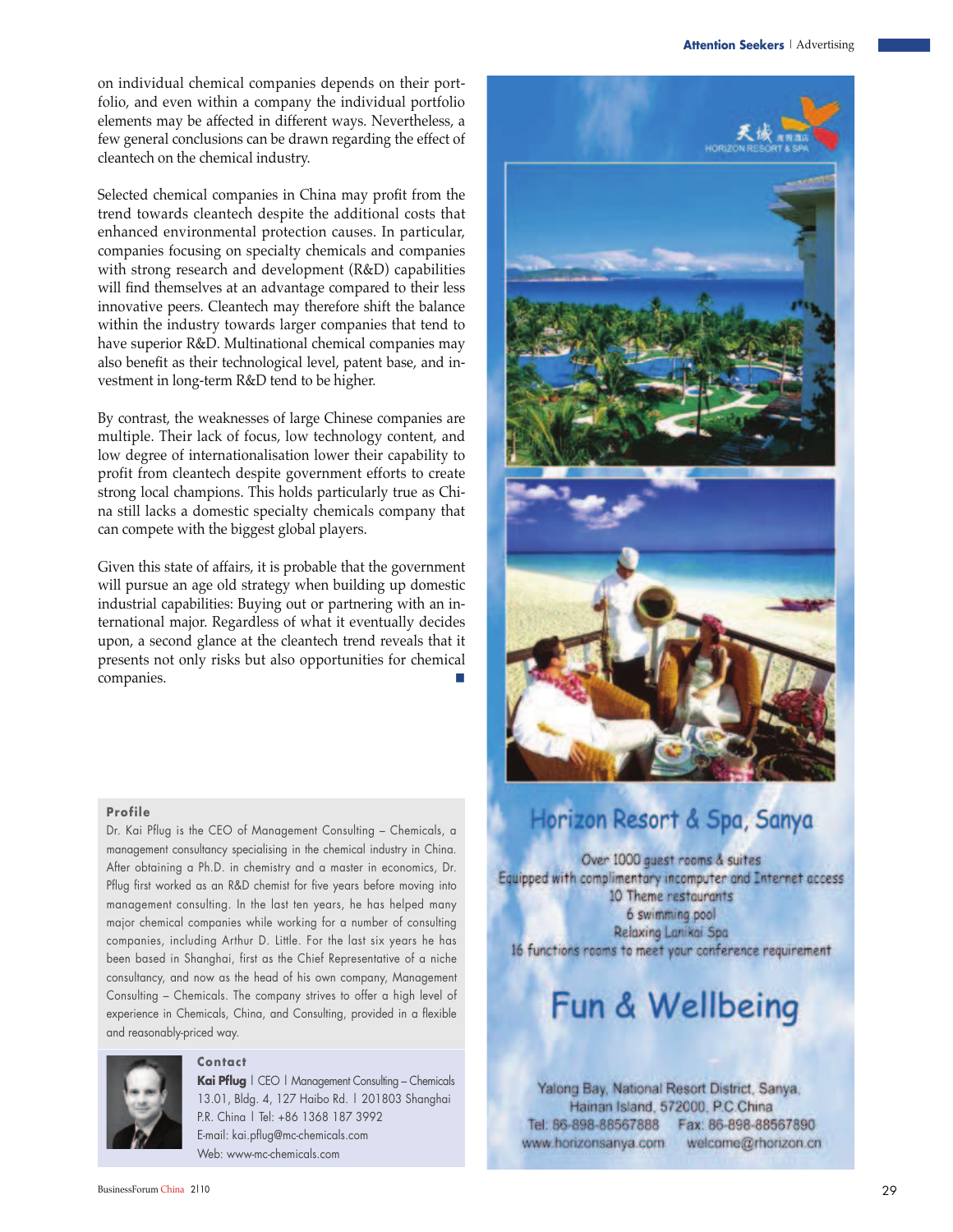on individual chemical companies depends on their portfolio, and even within a company the individual portfolio elements may be affected in different ways. Nevertheless, a few general conclusions can be drawn regarding the effect of cleantech on the chemical industry.

Selected chemical companies in China may profit from the trend towards cleantech despite the additional costs that enhanced environmental protection causes. In particular, companies focusing on specialty chemicals and companies with strong research and development (R&D) capabilities will find themselves at an advantage compared to their less innovative peers. Cleantech may therefore shift the balance within the industry towards larger companies that tend to have superior R&D. Multinational chemical companies may also benefit as their technological level, patent base, and investment in long-term R&D tend to be higher.

By contrast, the weaknesses of large Chinese companies are multiple. Their lack of focus, low technology content, and low degree of internationalisation lower their capability to profit from cleantech despite government efforts to create strong local champions. This holds particularly true as China still lacks a domestic specialty chemicals company that can compete with the biggest global players.

Given this state of affairs, it is probable that the government will pursue an age old strategy when building up domestic industrial capabilities: Buying out or partnering with an international major. Regardless of what it eventually decides upon, a second glance at the cleantech trend reveals that it presents not only risks but also opportunities for chemical companies. ■

**Profile**

Dr. Kai Pflug is the CEO of Management Consulting – Chemicals, a management consultancy specialising in the chemical industry in China. After obtaining a Ph.D. in chemistry and a master in economics, Dr. Pflug first worked as an R&D chemist for five years before moving into management consulting. In the last ten years, he has helped many major chemical companies while working for a number of consulting companies, including Arthur D. Little. For the last six years he has been based in Shanghai, first as the Chief Representative of a niche consultancy, and now as the head of his own company, Management Consulting – Chemicals. The company strives to offer a high level of experience in Chemicals, China, and Consulting, provided in a flexible and reasonably-priced way.

**Contact**

**Kai Pflug** | CEO | Management Consulting – Chemicals
13.01, Bldg. 4, 127 Haibo Rd. | 201803 Shanghai
P.R. China | Tel: +86 1368 187 3992
E-mail: kai.pflug@mc-chemicals.com
Web: www-mc-chemicals.com

天域 HORIZON RESORT & SPA

# Horizon Resort & Spa, Sanya

Over 1000 guest rooms & suites
Equipped with complimentary incomputer and Internet access
10 Theme restaurants
6 swimming pool
Relaxing Lanikai Spa
16 functions rooms to meet your conference requirement

## Fun & Wellbeing

Yalong Bay, National Resort District, Sanya,
Hainan Island, 572000, P.C China
Tel: 86-898-88567888 Fax: 86-898-88567890
www.horizonsanya.com welcome@rhorizon.cn